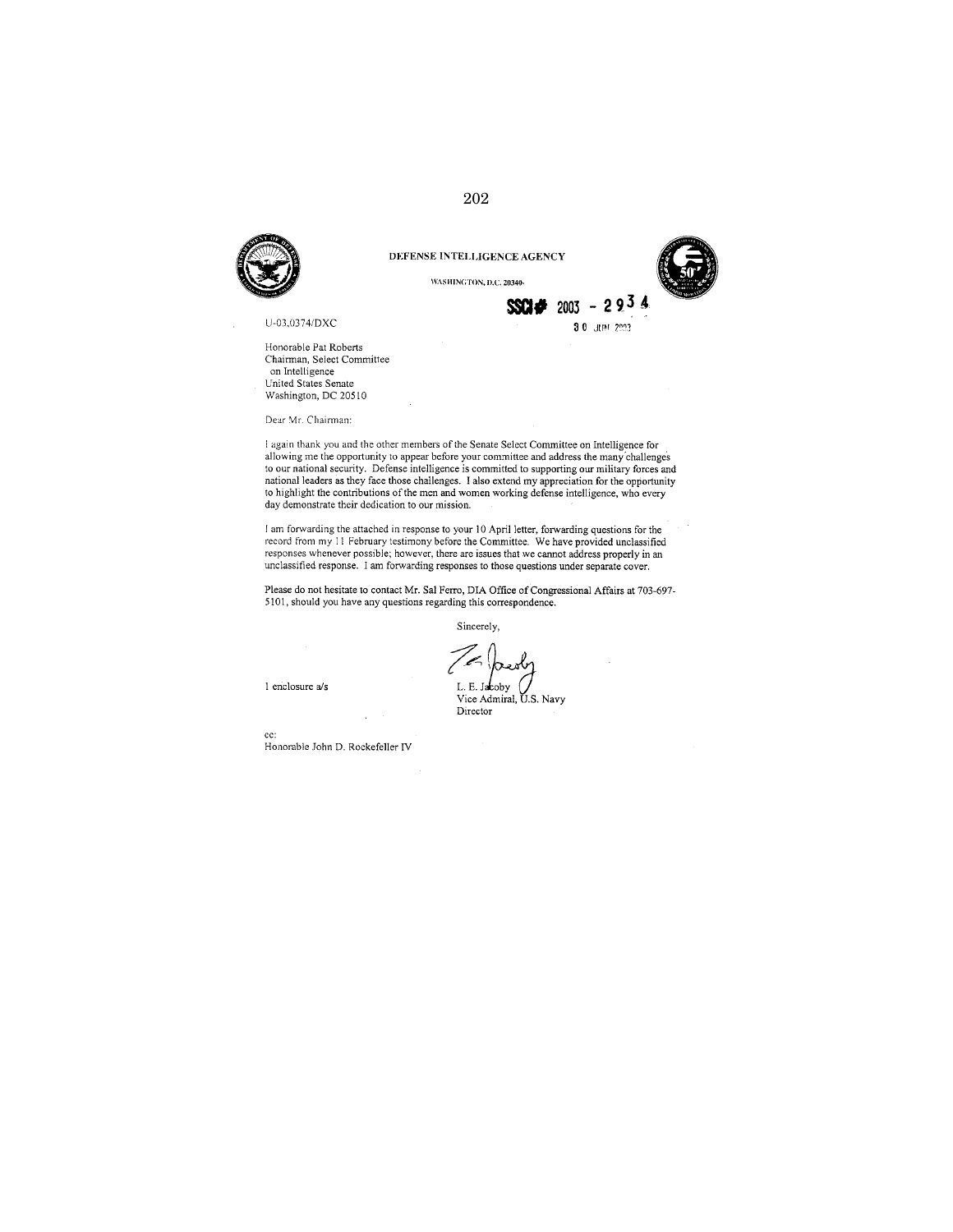DEFENSE INTELLIGENCE AGENCY

WASHINGTON, D.C. 20340-

SSCI# 2003 - 2934

30 JUN 2003

U-03,0374/DXC

Honorable Pat Roberts
Chairman, Select Committee
on Intelligence
United States Senate
Washington, DC 20510

Dear Mr. Chairman:

I again thank you and the other members of the Senate Select Committee on Intelligence for allowing me the opportunity to appear before your committee and address the many challenges to our national security. Defense intelligence is committed to supporting our military forces and national leaders as they face those challenges. I also extend my appreciation for the opportunity to highlight the contributions of the men and women working defense intelligence, who every day demonstrate their dedication to our mission.

I am forwarding the attached in response to your 10 April letter, forwarding questions for the record from my 11 February testimony before the Committee. We have provided unclassified responses whenever possible; however, there are issues that we cannot address properly in an unclassified response. I am forwarding responses to those questions under separate cover.

Please do not hesitate to contact Mr. Sal Ferro, DIA Office of Congressional Affairs at 703-697-5101, should you have any questions regarding this correspondence.

Sincerely,

L. E. Jacoby
Vice Admiral, U.S. Navy
Director

1 enclosure a/s

cc:
Honorable John D. Rockefeller IV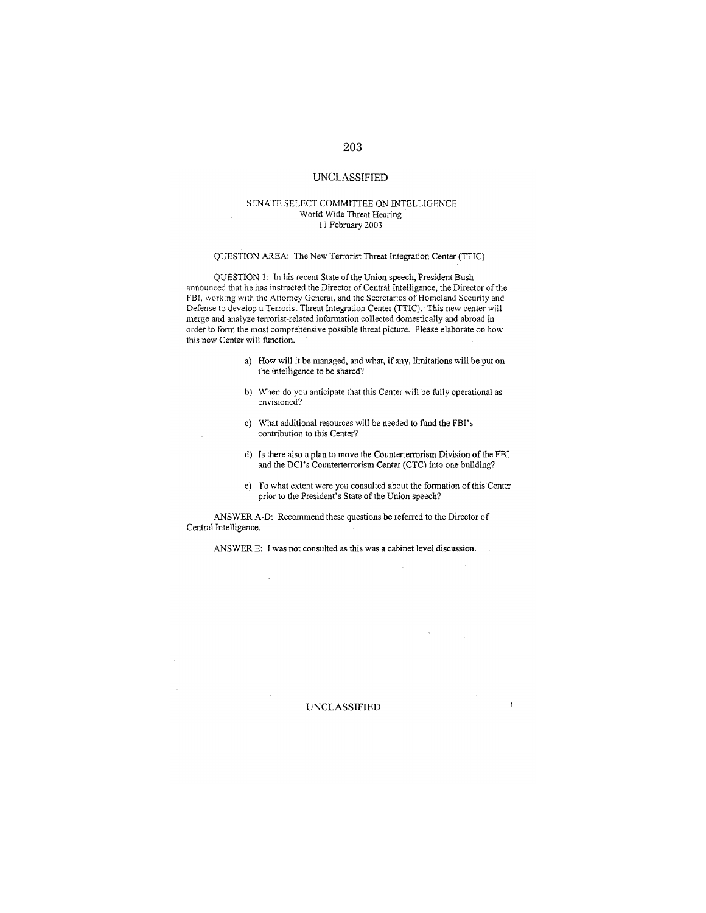UNCLASSIFIED

SENATE SELECT COMMITTEE ON INTELLIGENCE
World Wide Threat Hearing
11 February 2003

QUESTION AREA: The New Terrorist Threat Integration Center (TTIC)

QUESTION 1: In his recent State of the Union speech, President Bush announced that he has instructed the Director of Central Intelligence, the Director of the FBI, working with the Attorney General, and the Secretaries of Homeland Security and Defense to develop a Terrorist Threat Integration Center (TTIC). This new center will merge and analyze terrorist-related information collected domestically and abroad in order to form the most comprehensive possible threat picture. Please elaborate on how this new Center will function.

a) How will it be managed, and what, if any, limitations will be put on the intelligence to be shared?

b) When do you anticipate that this Center will be fully operational as envisioned?

c) What additional resources will be needed to fund the FBI's contribution to this Center?

d) Is there also a plan to move the Counterterrorism Division of the FBI and the DCI's Counterterrorism Center (CTC) into one building?

e) To what extent were you consulted about the formation of this Center prior to the President's State of the Union speech?

ANSWER A-D: Recommend these questions be referred to the Director of Central Intelligence.

ANSWER E: I was not consulted as this was a cabinet level discussion.

UNCLASSIFIED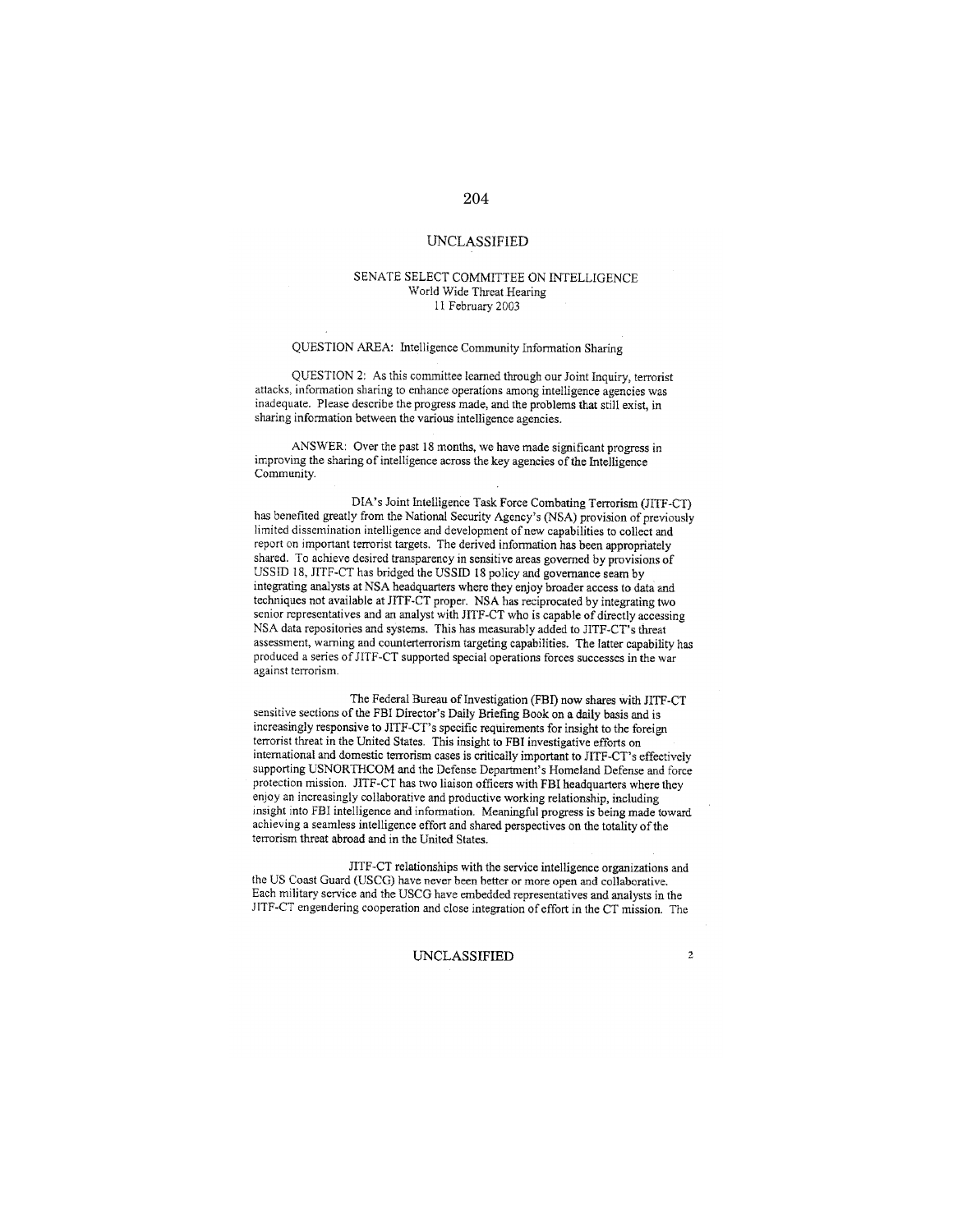UNCLASSIFIED

SENATE SELECT COMMITTEE ON INTELLIGENCE
World Wide Threat Hearing
11 February 2003

QUESTION AREA: Intelligence Community Information Sharing

QUESTION 2: As this committee learned through our Joint Inquiry, terrorist attacks, information sharing to enhance operations among intelligence agencies was inadequate. Please describe the progress made, and the problems that still exist, in sharing information between the various intelligence agencies.

ANSWER: Over the past 18 months, we have made significant progress in improving the sharing of intelligence across the key agencies of the Intelligence Community.

DIA's Joint Intelligence Task Force Combating Terrorism (JITF-CT) has benefited greatly from the National Security Agency's (NSA) provision of previously limited dissemination intelligence and development of new capabilities to collect and report on important terrorist targets. The derived information has been appropriately shared. To achieve desired transparency in sensitive areas governed by provisions of USSID 18, JITF-CT has bridged the USSID 18 policy and governance seam by integrating analysts at NSA headquarters where they enjoy broader access to data and techniques not available at JITF-CT proper. NSA has reciprocated by integrating two senior representatives and an analyst with JITF-CT who is capable of directly accessing NSA data repositories and systems. This has measurably added to JITF-CT's threat assessment, warning and counterterrorism targeting capabilities. The latter capability has produced a series of JITF-CT supported special operations forces successes in the war against terrorism.

The Federal Bureau of Investigation (FBI) now shares with JITF-CT sensitive sections of the FBI Director's Daily Briefing Book on a daily basis and is increasingly responsive to JITF-CT's specific requirements for insight to the foreign terrorist threat in the United States. This insight to FBI investigative efforts on international and domestic terrorism cases is critically important to JITF-CT's effectively supporting USNORTHCOM and the Defense Department's Homeland Defense and force protection mission. JITF-CT has two liaison officers with FBI headquarters where they enjoy an increasingly collaborative and productive working relationship, including insight into FBI intelligence and information. Meaningful progress is being made toward achieving a seamless intelligence effort and shared perspectives on the totality of the terrorism threat abroad and in the United States.

JITF-CT relationships with the service intelligence organizations and the US Coast Guard (USCG) have never been better or more open and collaborative. Each military service and the USCG have embedded representatives and analysts in the JITF-CT engendering cooperation and close integration of effort in the CT mission. The

UNCLASSIFIED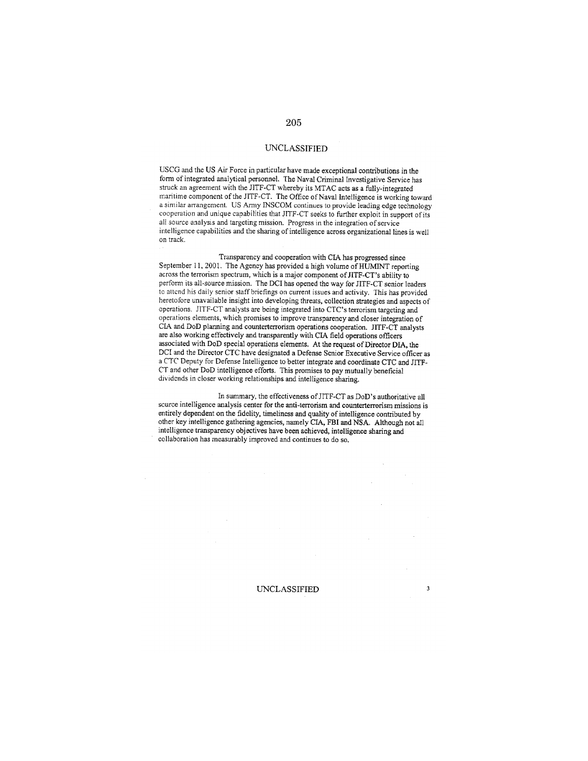USCG and the US Air Force in particular have made exceptional contributions in the form of integrated analytical personnel. The Naval Criminal Investigative Service has struck an agreement with the JITF-CT whereby its MTAC acts as a fully-integrated maritime component of the JITF-CT. The Office of Naval Intelligence is working toward a similar arrangement. US Army INSCOM continues to provide leading edge technology cooperation and unique capabilities that JITF-CT seeks to further exploit in support of its all source analysis and targeting mission. Progress in the integration of service intelligence capabilities and the sharing of intelligence across organizational lines is well on track.

Transparency and cooperation with CIA has progressed since September 11, 2001. The Agency has provided a high volume of HUMINT reporting across the terrorism spectrum, which is a major component of JITF-CT's ability to perform its all-source mission. The DCI has opened the way for JITF-CT senior leaders to attend his daily senior staff briefings on current issues and activity. This has provided heretofore unavailable insight into developing threats, collection strategies and aspects of operations. JITF-CT analysts are being integrated into CTC's terrorism targeting and operations elements, which promises to improve transparency and closer integration of CIA and DoD planning and counterterrorism operations cooperation. JITF-CT analysts are also working effectively and transparently with CIA field operations officers associated with DoD special operations elements. At the request of Director DIA, the DCI and the Director CTC have designated a Defense Senior Executive Service officer as a CTC Deputy for Defense Intelligence to better integrate and coordinate CTC and JITF-CT and other DoD intelligence efforts. This promises to pay mutually beneficial dividends in closer working relationships and intelligence sharing.

In summary, the effectiveness of JITF-CT as DoD's authoritative all source intelligence analysis center for the anti-terrorism and counterterrorism missions is entirely dependent on the fidelity, timeliness and quality of intelligence contributed by other key intelligence gathering agencies, namely CIA, FBI and NSA. Although not all intelligence transparency objectives have been achieved, intelligence sharing and collaboration has measurably improved and continues to do so.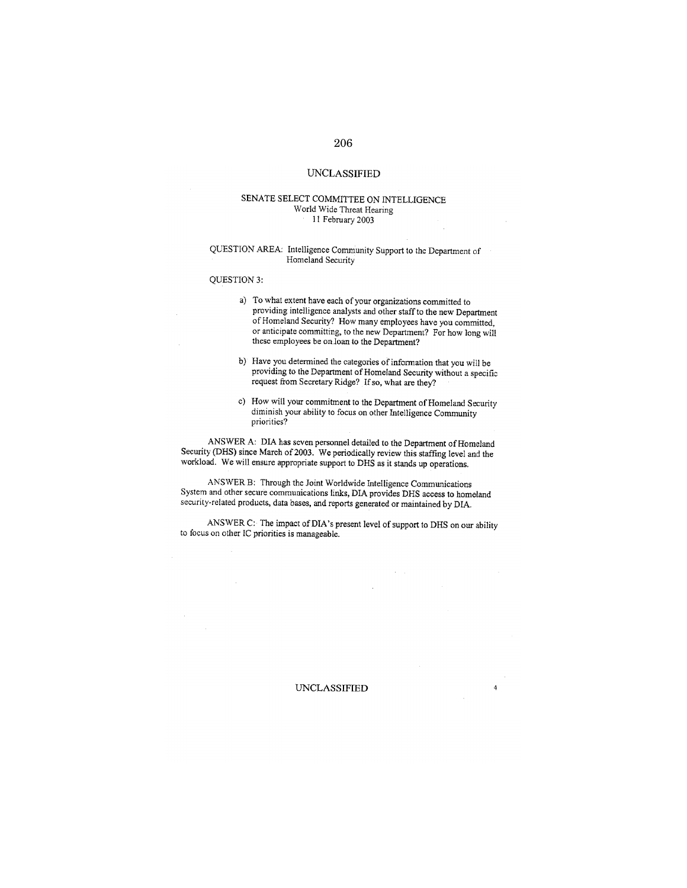UNCLASSIFIED

SENATE SELECT COMMITTEE ON INTELLIGENCE
World Wide Threat Hearing
11 February 2003

QUESTION AREA: Intelligence Community Support to the Department of Homeland Security

QUESTION 3:

a) To what extent have each of your organizations committed to providing intelligence analysts and other staff to the new Department of Homeland Security? How many employees have you committed, or anticipate committing, to the new Department? For how long will these employees be on loan to the Department?

b) Have you determined the categories of information that you will be providing to the Department of Homeland Security without a specific request from Secretary Ridge? If so, what are they?

c) How will your commitment to the Department of Homeland Security diminish your ability to focus on other Intelligence Community priorities?

ANSWER A: DIA has seven personnel detailed to the Department of Homeland Security (DHS) since March of 2003. We periodically review this staffing level and the workload. We will ensure appropriate support to DHS as it stands up operations.

ANSWER B: Through the Joint Worldwide Intelligence Communications System and other secure communications links, DIA provides DHS access to homeland security-related products, data bases, and reports generated or maintained by DIA.

ANSWER C: The impact of DIA's present level of support to DHS on our ability to focus on other IC priorities is manageable.

UNCLASSIFIED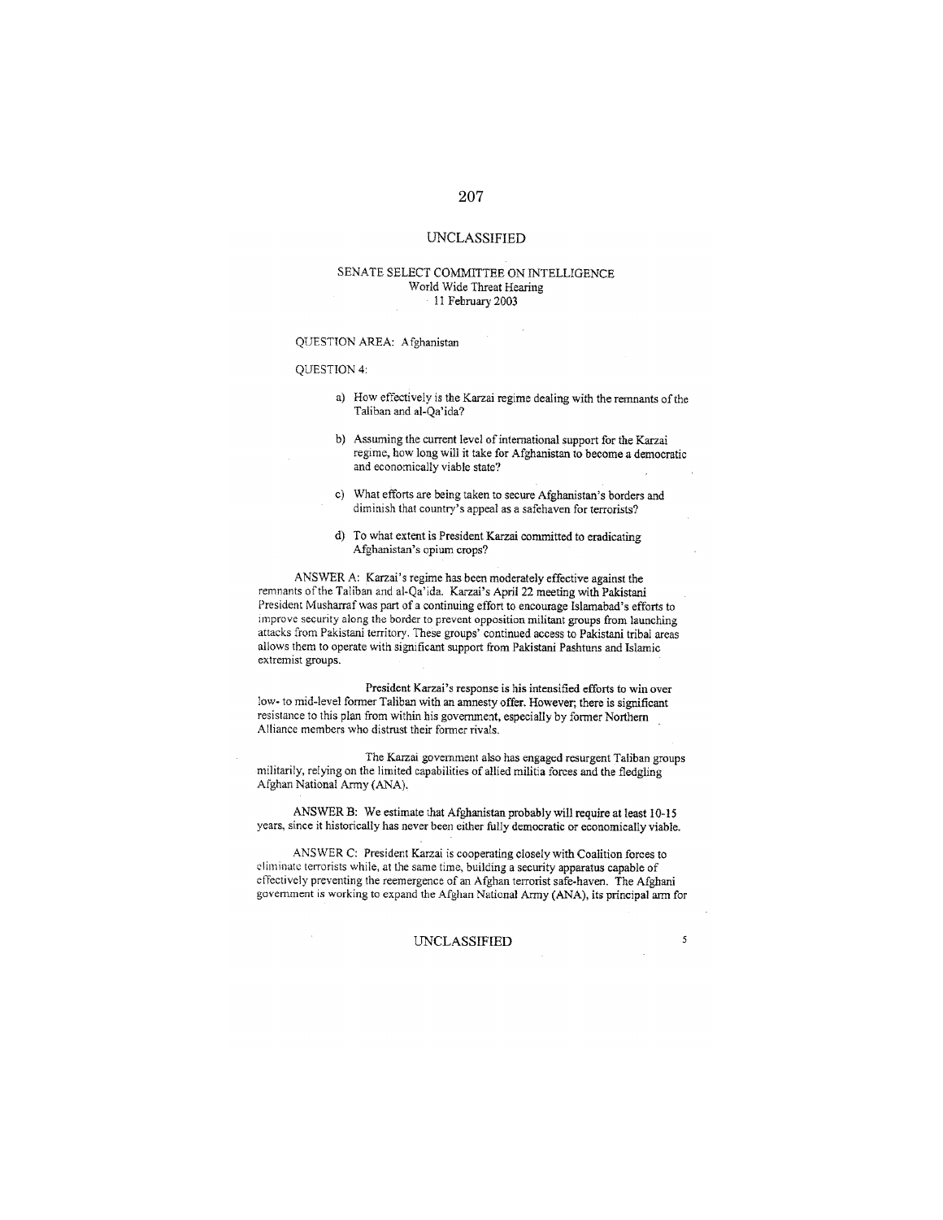UNCLASSIFIED

SENATE SELECT COMMITTEE ON INTELLIGENCE
World Wide Threat Hearing
11 February 2003

QUESTION AREA: Afghanistan

QUESTION 4:

a) How effectively is the Karzai regime dealing with the remnants of the Taliban and al-Qa'ida?

b) Assuming the current level of international support for the Karzai regime, how long will it take for Afghanistan to become a democratic and economically viable state?

c) What efforts are being taken to secure Afghanistan's borders and diminish that country's appeal as a safehaven for terrorists?

d) To what extent is President Karzai committed to eradicating Afghanistan's opium crops?

ANSWER A: Karzai's regime has been moderately effective against the remnants of the Taliban and al-Qa'ida. Karzai's April 22 meeting with Pakistani President Musharraf was part of a continuing effort to encourage Islamabad's efforts to improve security along the border to prevent opposition militant groups from launching attacks from Pakistani territory. These groups' continued access to Pakistani tribal areas allows them to operate with significant support from Pakistani Pashtuns and Islamic extremist groups.

President Karzai's response is his intensified efforts to win over low- to mid-level former Taliban with an amnesty offer. However; there is significant resistance to this plan from within his government, especially by former Northern Alliance members who distrust their former rivals.

The Karzai government also has engaged resurgent Taliban groups militarily, relying on the limited capabilities of allied militia forces and the fledgling Afghan National Army (ANA).

ANSWER B: We estimate that Afghanistan probably will require at least 10-15 years, since it historically has never been either fully democratic or economically viable.

ANSWER C: President Karzai is cooperating closely with Coalition forces to eliminate terrorists while, at the same time, building a security apparatus capable of effectively preventing the reemergence of an Afghan terrorist safe-haven. The Afghani government is working to expand the Afghan National Army (ANA), its principal arm for

UNCLASSIFIED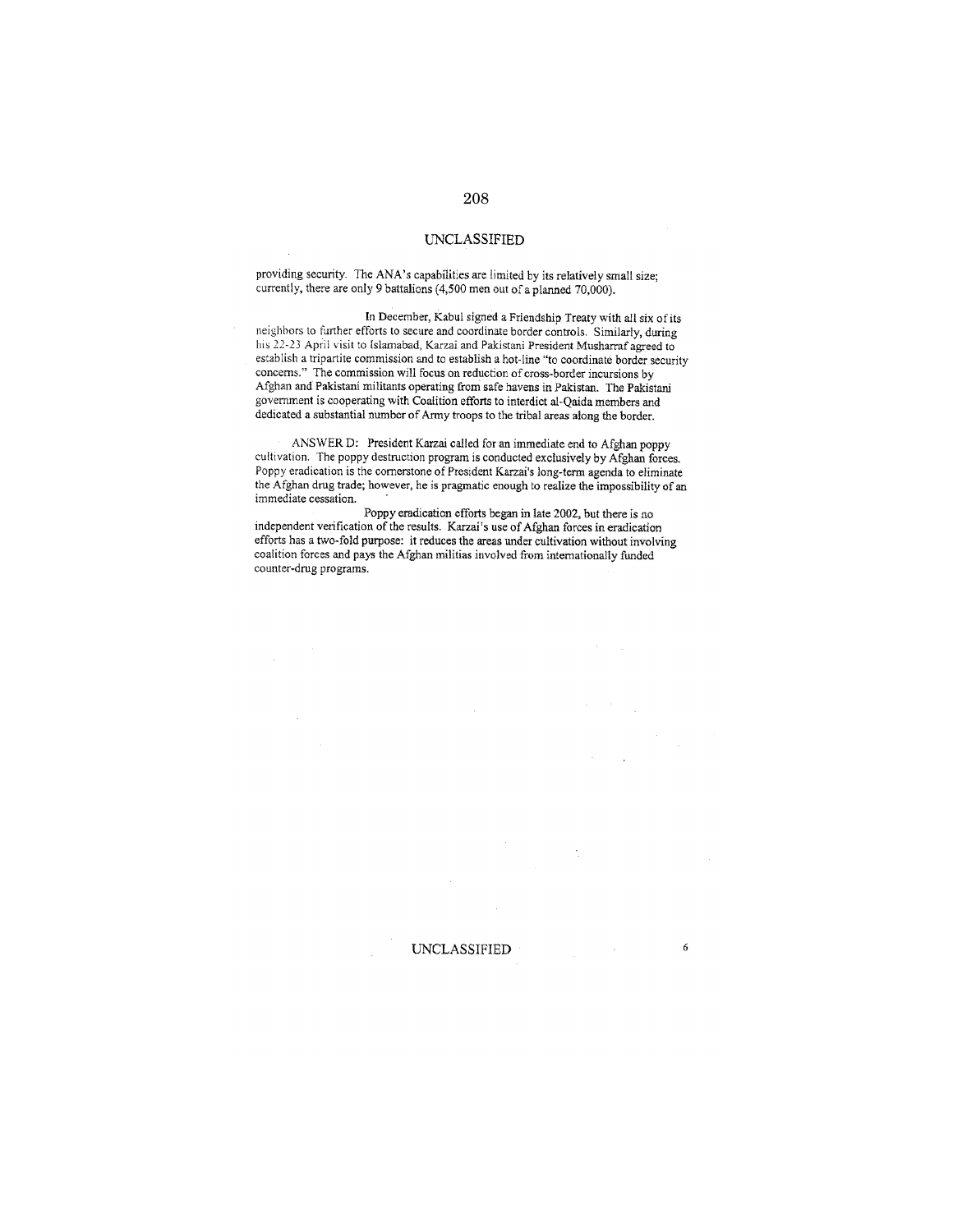UNCLASSIFIED

providing security. The ANA's capabilities are limited by its relatively small size; currently, there are only 9 battalions (4,500 men out of a planned 70,000).

In December, Kabul signed a Friendship Treaty with all six of its neighbors to further efforts to secure and coordinate border controls. Similarly, during his 22-23 April visit to Islamabad, Karzai and Pakistani President Musharraf agreed to establish a tripartite commission and to establish a hot-line "to coordinate border security concerns." The commission will focus on reduction of cross-border incursions by Afghan and Pakistani militants operating from safe havens in Pakistan. The Pakistani government is cooperating with Coalition efforts to interdict al-Qaida members and dedicated a substantial number of Army troops to the tribal areas along the border.

ANSWER D: President Karzai called for an immediate end to Afghan poppy cultivation. The poppy destruction program is conducted exclusively by Afghan forces. Poppy eradication is the cornerstone of President Karzai's long-term agenda to eliminate the Afghan drug trade; however, he is pragmatic enough to realize the impossibility of an immediate cessation.

Poppy eradication efforts began in late 2002, but there is no independent verification of the results. Karzai's use of Afghan forces in eradication efforts has a two-fold purpose: it reduces the areas under cultivation without involving coalition forces and pays the Afghan militias involved from internationally funded counter-drug programs.

UNCLASSIFIED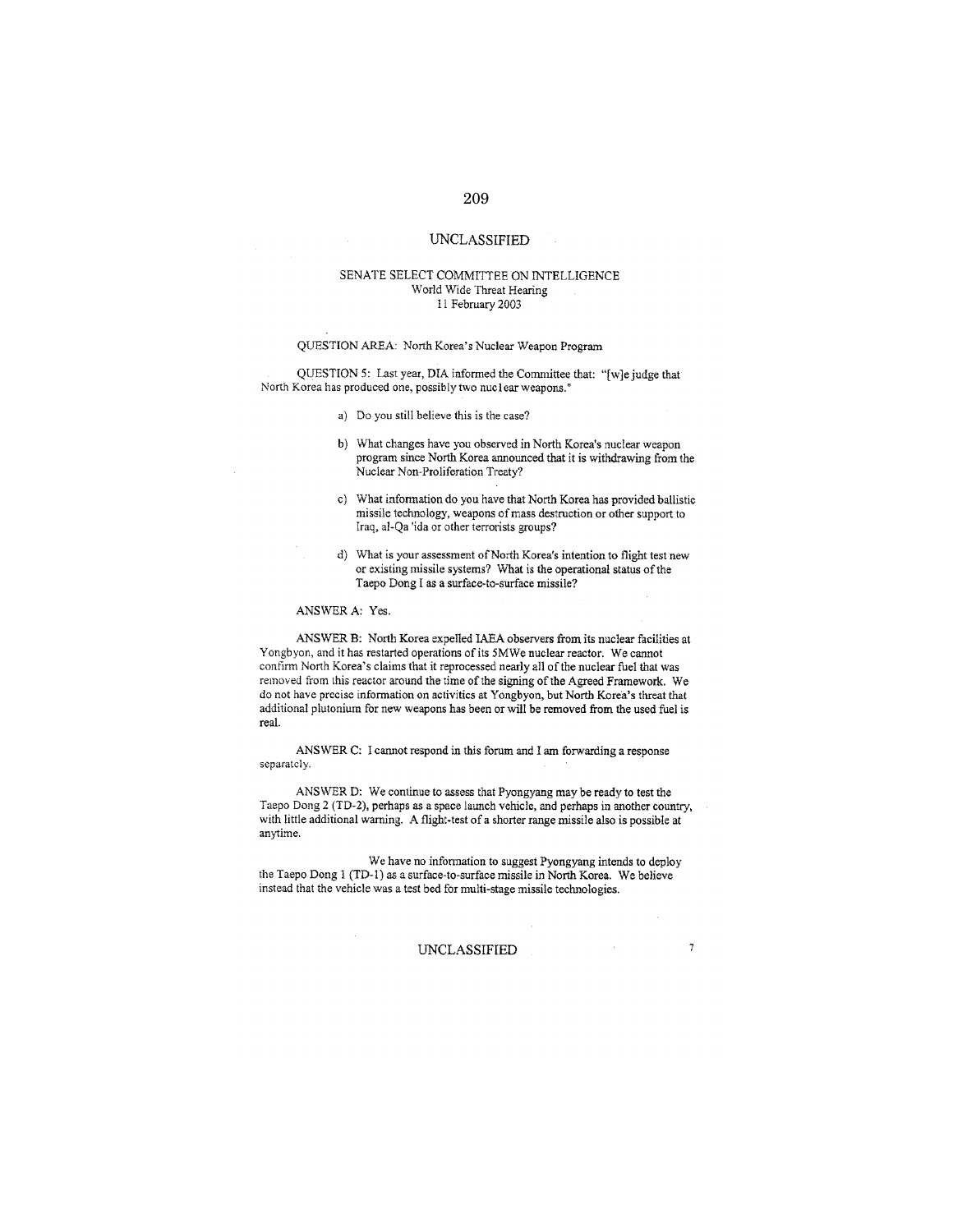UNCLASSIFIED

SENATE SELECT COMMITTEE ON INTELLIGENCE
World Wide Threat Hearing
11 February 2003

QUESTION AREA: North Korea's Nuclear Weapon Program

QUESTION 5: Last year, DIA informed the Committee that: "[w]e judge that North Korea has produced one, possibly two nuclear weapons."

a) Do you still believe this is the case?

b) What changes have you observed in North Korea's nuclear weapon program since North Korea announced that it is withdrawing from the Nuclear Non-Proliferation Treaty?

c) What information do you have that North Korea has provided ballistic missile technology, weapons of mass destruction or other support to Iraq, al-Qa 'ida or other terrorists groups?

d) What is your assessment of North Korea's intention to flight test new or existing missile systems? What is the operational status of the Taepo Dong I as a surface-to-surface missile?

ANSWER A: Yes.

ANSWER B: North Korea expelled IAEA observers from its nuclear facilities at Yongbyon, and it has restarted operations of its 5MWe nuclear reactor. We cannot confirm North Korea's claims that it reprocessed nearly all of the nuclear fuel that was removed from this reactor around the time of the signing of the Agreed Framework. We do not have precise information on activities at Yongbyon, but North Korea's threat that additional plutonium for new weapons has been or will be removed from the used fuel is real.

ANSWER C: I cannot respond in this forum and I am forwarding a response separately.

ANSWER D: We continue to assess that Pyongyang may be ready to test the Taepo Dong 2 (TD-2), perhaps as a space launch vehicle, and perhaps in another country, with little additional warning. A flight-test of a shorter range missile also is possible at anytime.

We have no information to suggest Pyongyang intends to deploy the Taepo Dong 1 (TD-1) as a surface-to-surface missile in North Korea. We believe instead that the vehicle was a test bed for multi-stage missile technologies.

UNCLASSIFIED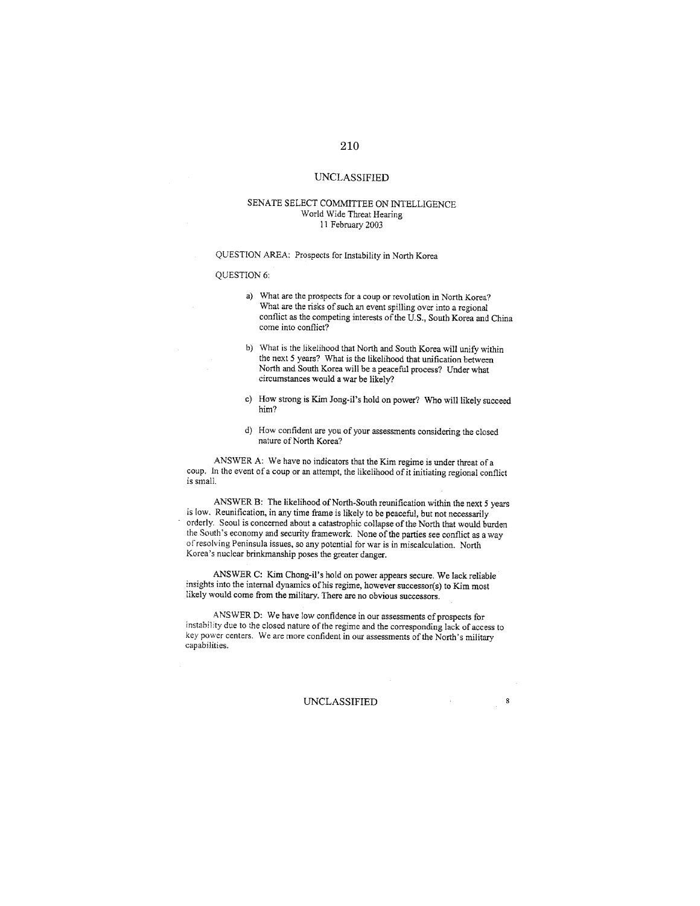UNCLASSIFIED

SENATE SELECT COMMITTEE ON INTELLIGENCE
World Wide Threat Hearing
11 February 2003

QUESTION AREA: Prospects for Instability in North Korea

QUESTION 6:

a) What are the prospects for a coup or revolution in North Korea? What are the risks of such an event spilling over into a regional conflict as the competing interests of the U.S., South Korea and China come into conflict?

b) What is the likelihood that North and South Korea will unify within the next 5 years? What is the likelihood that unification between North and South Korea will be a peaceful process? Under what circumstances would a war be likely?

c) How strong is Kim Jong-il's hold on power? Who will likely succeed him?

d) How confident are you of your assessments considering the closed nature of North Korea?

ANSWER A: We have no indicators that the Kim regime is under threat of a coup. In the event of a coup or an attempt, the likelihood of it initiating regional conflict is small.

ANSWER B: The likelihood of North-South reunification within the next 5 years is low. Reunification, in any time frame is likely to be peaceful, but not necessarily orderly. Seoul is concerned about a catastrophic collapse of the North that would burden the South's economy and security framework. None of the parties see conflict as a way of resolving Peninsula issues, so any potential for war is in miscalculation. North Korea's nuclear brinkmanship poses the greater danger.

ANSWER C: Kim Chong-il's hold on power appears secure. We lack reliable insights into the internal dynamics of his regime, however successor(s) to Kim most likely would come from the military. There are no obvious successors.

ANSWER D: We have low confidence in our assessments of prospects for instability due to the closed nature of the regime and the corresponding lack of access to key power centers. We are more confident in our assessments of the North's military capabilities.

UNCLASSIFIED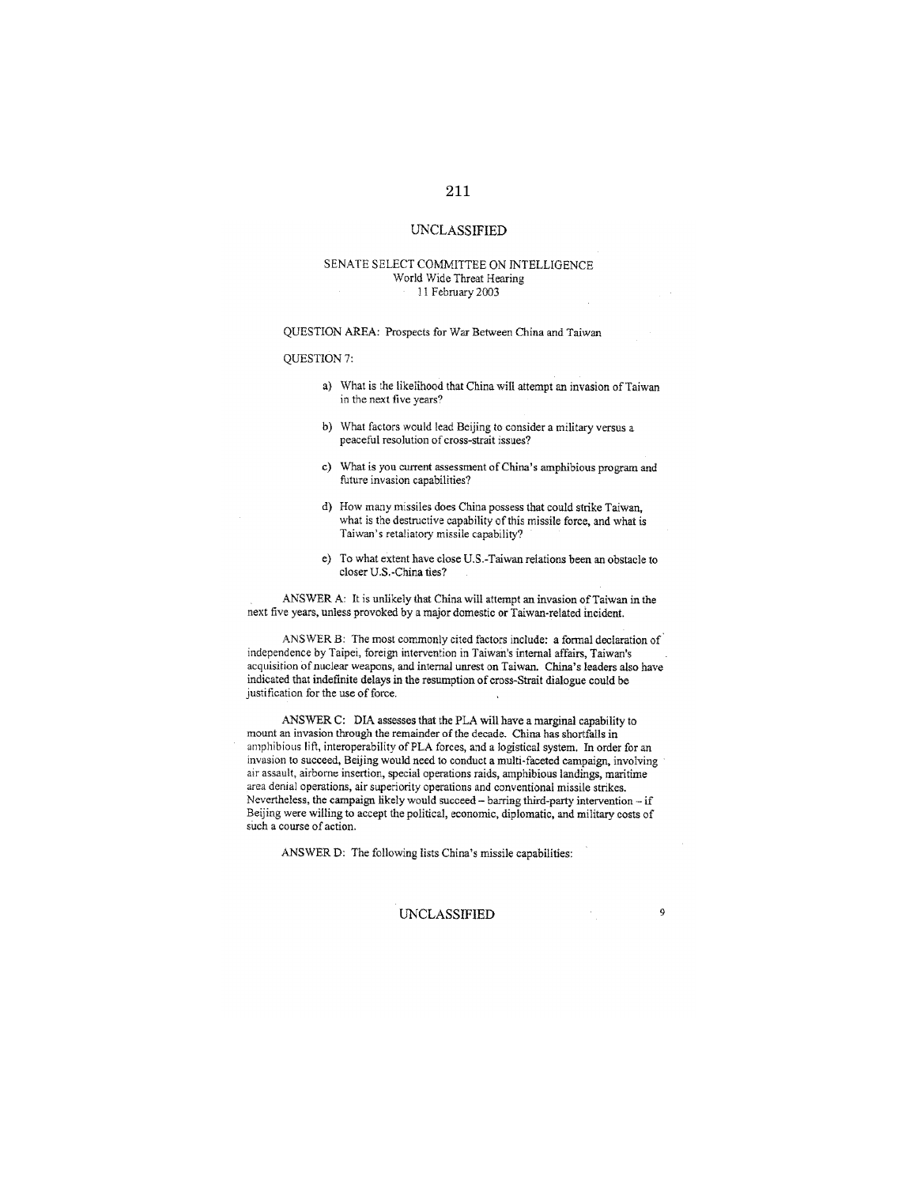UNCLASSIFIED

SENATE SELECT COMMITTEE ON INTELLIGENCE
World Wide Threat Hearing
11 February 2003

QUESTION AREA: Prospects for War Between China and Taiwan

QUESTION 7:

a) What is the likelihood that China will attempt an invasion of Taiwan in the next five years?

b) What factors would lead Beijing to consider a military versus a peaceful resolution of cross-strait issues?

c) What is you current assessment of China's amphibious program and future invasion capabilities?

d) How many missiles does China possess that could strike Taiwan, what is the destructive capability of this missile force, and what is Taiwan's retaliatory missile capability?

e) To what extent have close U.S.-Taiwan relations been an obstacle to closer U.S.-China ties?

ANSWER A: It is unlikely that China will attempt an invasion of Taiwan in the next five years, unless provoked by a major domestic or Taiwan-related incident.

ANSWER B: The most commonly cited factors include: a formal declaration of independence by Taipei, foreign intervention in Taiwan's internal affairs, Taiwan's acquisition of nuclear weapons, and internal unrest on Taiwan. China's leaders also have indicated that indefinite delays in the resumption of cross-Strait dialogue could be justification for the use of force.

ANSWER C: DIA assesses that the PLA will have a marginal capability to mount an invasion through the remainder of the decade. China has shortfalls in amphibious lift, interoperability of PLA forces, and a logistical system. In order for an invasion to succeed, Beijing would need to conduct a multi-faceted campaign, involving air assault, airborne insertion, special operations raids, amphibious landings, maritime area denial operations, air superiority operations and conventional missile strikes. Nevertheless, the campaign likely would succeed – barring third-party intervention – if Beijing were willing to accept the political, economic, diplomatic, and military costs of such a course of action.

ANSWER D: The following lists China's missile capabilities:

UNCLASSIFIED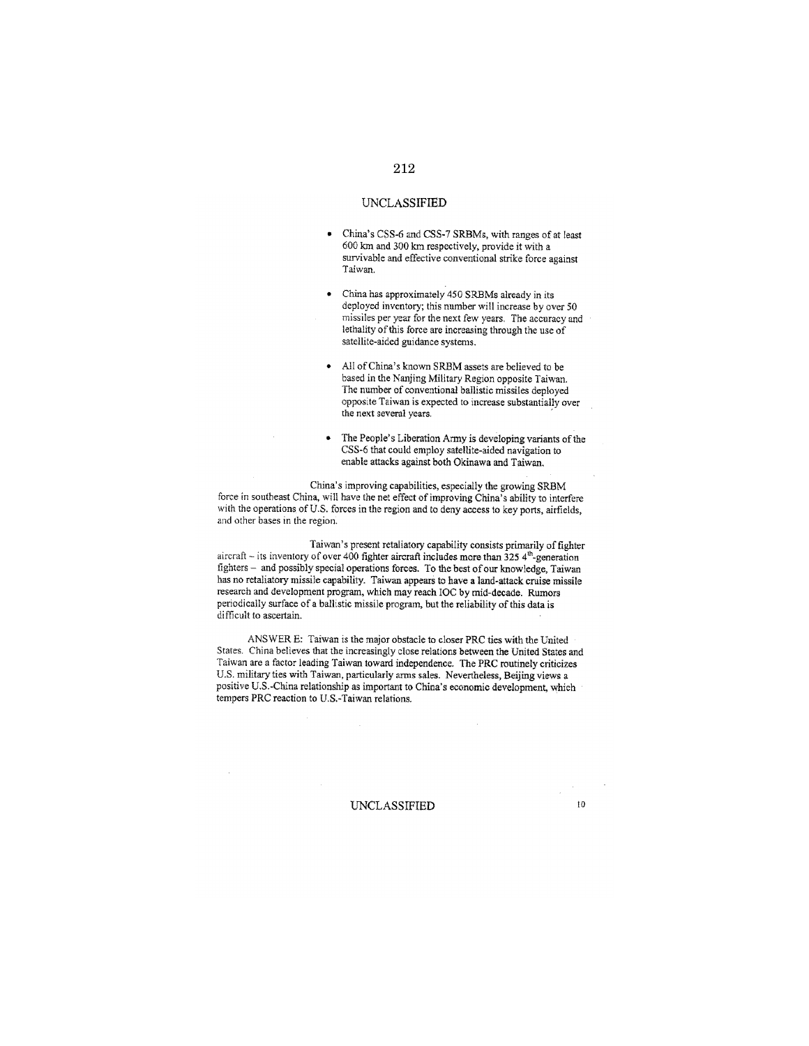UNCLASSIFIED

- China's CSS-6 and CSS-7 SRBMs, with ranges of at least 600 km and 300 km respectively, provide it with a survivable and effective conventional strike force against Taiwan.

- China has approximately 450 SRBMs already in its deployed inventory; this number will increase by over 50 missiles per year for the next few years. The accuracy and lethality of this force are increasing through the use of satellite-aided guidance systems.

- All of China's known SRBM assets are believed to be based in the Nanjing Military Region opposite Taiwan. The number of conventional ballistic missiles deployed opposite Taiwan is expected to increase substantially over the next several years.

- The People's Liberation Army is developing variants of the CSS-6 that could employ satellite-aided navigation to enable attacks against both Okinawa and Taiwan.

China's improving capabilities, especially the growing SRBM force in southeast China, will have the net effect of improving China's ability to interfere with the operations of U.S. forces in the region and to deny access to key ports, airfields, and other bases in the region.

Taiwan's present retaliatory capability consists primarily of fighter aircraft – its inventory of over 400 fighter aircraft includes more than 325 4th-generation fighters – and possibly special operations forces. To the best of our knowledge, Taiwan has no retaliatory missile capability. Taiwan appears to have a land-attack cruise missile research and development program, which may reach IOC by mid-decade. Rumors periodically surface of a ballistic missile program, but the reliability of this data is difficult to ascertain.

ANSWER E: Taiwan is the major obstacle to closer PRC ties with the United States. China believes that the increasingly close relations between the United States and Taiwan are a factor leading Taiwan toward independence. The PRC routinely criticizes U.S. military ties with Taiwan, particularly arms sales. Nevertheless, Beijing views a positive U.S.-China relationship as important to China's economic development, which tempers PRC reaction to U.S.-Taiwan relations.

UNCLASSIFIED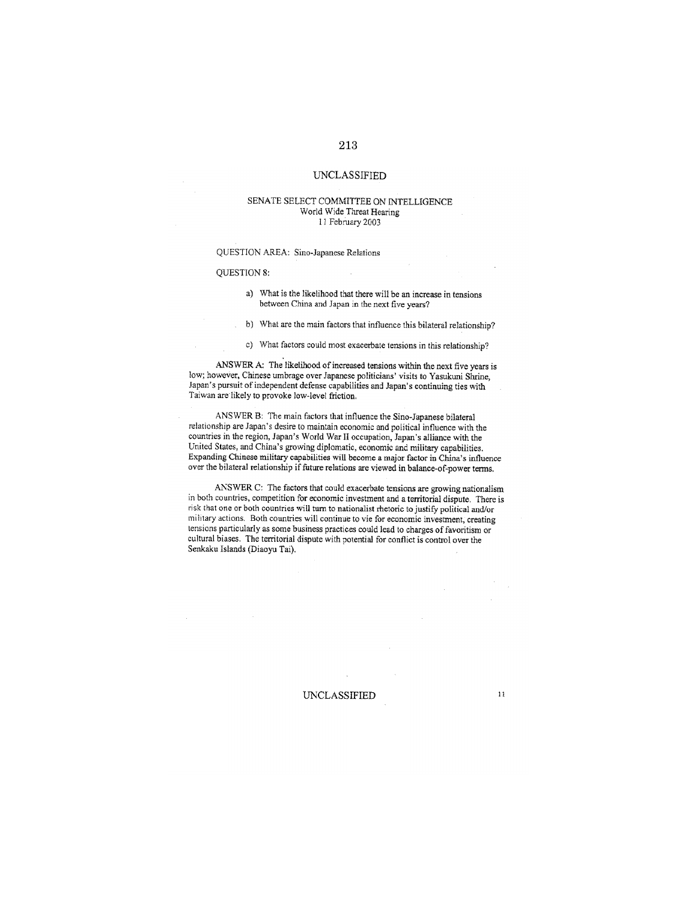UNCLASSIFIED

SENATE SELECT COMMITTEE ON INTELLIGENCE
World Wide Threat Hearing
11 February 2003

QUESTION AREA: Sino-Japanese Relations

QUESTION 8:

a) What is the likelihood that there will be an increase in tensions between China and Japan in the next five years?

b) What are the main factors that influence this bilateral relationship?

c) What factors could most exacerbate tensions in this relationship?

ANSWER A: The likelihood of increased tensions within the next five years is low; however, Chinese umbrage over Japanese politicians' visits to Yasukuni Shrine, Japan's pursuit of independent defense capabilities and Japan's continuing ties with Taiwan are likely to provoke low-level friction.

ANSWER B: The main factors that influence the Sino-Japanese bilateral relationship are Japan's desire to maintain economic and political influence with the countries in the region, Japan's World War II occupation, Japan's alliance with the United States, and China's growing diplomatic, economic and military capabilities. Expanding Chinese military capabilities will become a major factor in China's influence over the bilateral relationship if future relations are viewed in balance-of-power terms.

ANSWER C: The factors that could exacerbate tensions are growing nationalism in both countries, competition for economic investment and a territorial dispute. There is risk that one or both countries will turn to nationalist rhetoric to justify political and/or military actions. Both countries will continue to vie for economic investment, creating tensions particularly as some business practices could lead to charges of favoritism or cultural biases. The territorial dispute with potential for conflict is control over the Senkaku Islands (Diaoyu Tai).

UNCLASSIFIED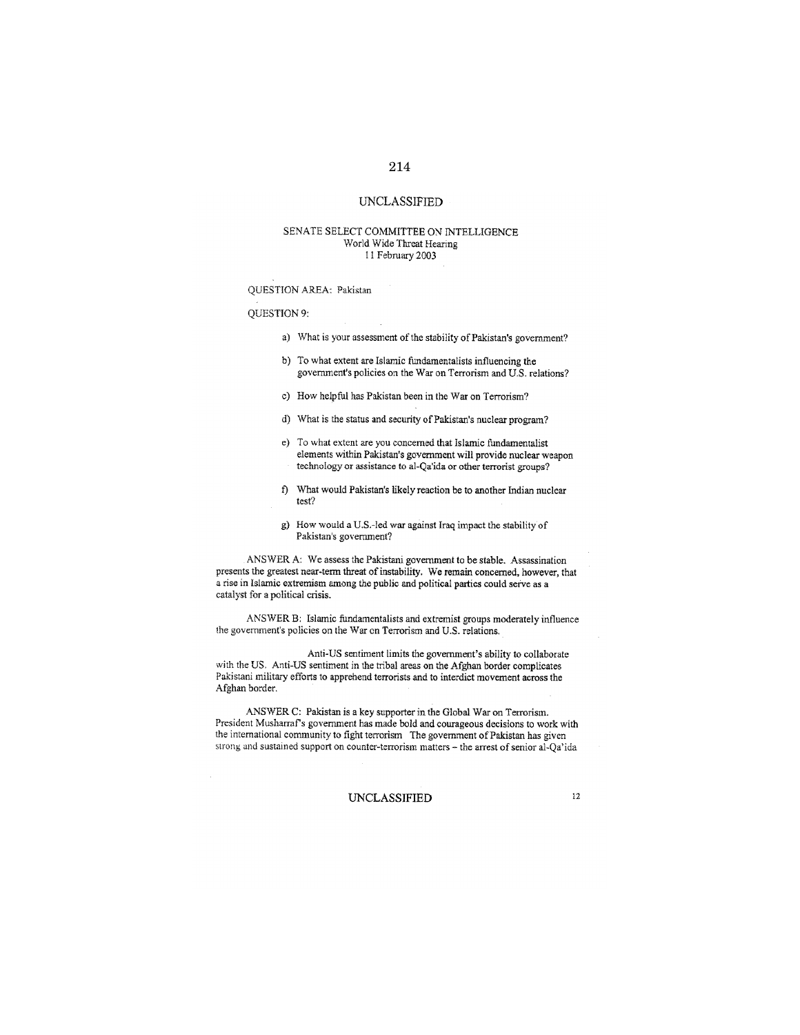UNCLASSIFIED

SENATE SELECT COMMITTEE ON INTELLIGENCE
World Wide Threat Hearing
11 February 2003

QUESTION AREA: Pakistan

QUESTION 9:

a) What is your assessment of the stability of Pakistan's government?

b) To what extent are Islamic fundamentalists influencing the government's policies on the War on Terrorism and U.S. relations?

c) How helpful has Pakistan been in the War on Terrorism?

d) What is the status and security of Pakistan's nuclear program?

e) To what extent are you concerned that Islamic fundamentalist elements within Pakistan's government will provide nuclear weapon technology or assistance to al-Qa'ida or other terrorist groups?

f) What would Pakistan's likely reaction be to another Indian nuclear test?

g) How would a U.S.-led war against Iraq impact the stability of Pakistan's government?

ANSWER A: We assess the Pakistani government to be stable. Assassination presents the greatest near-term threat of instability. We remain concerned, however, that a rise in Islamic extremism among the public and political parties could serve as a catalyst for a political crisis.

ANSWER B: Islamic fundamentalists and extremist groups moderately influence the government's policies on the War on Terrorism and U.S. relations.

Anti-US sentiment limits the government's ability to collaborate with the US. Anti-US sentiment in the tribal areas on the Afghan border complicates Pakistani military efforts to apprehend terrorists and to interdict movement across the Afghan border.

ANSWER C: Pakistan is a key supporter in the Global War on Terrorism. President Musharraf's government has made bold and courageous decisions to work with the international community to fight terrorism The government of Pakistan has given strong and sustained support on counter-terrorism matters – the arrest of senior al-Qa'ida

UNCLASSIFIED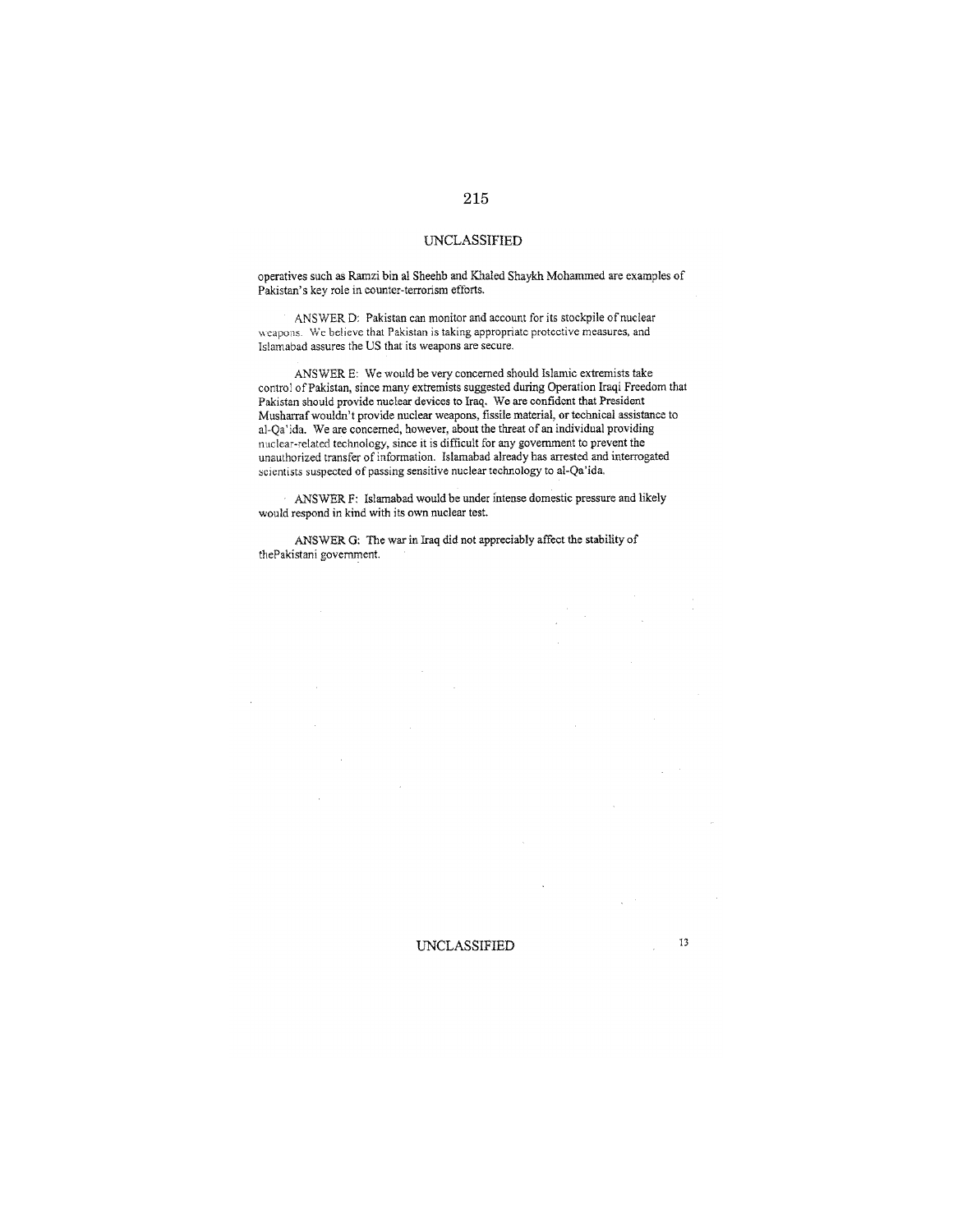operatives such as Ramzi bin al Sheehb and Khaled Shaykh Mohammed are examples of Pakistan's key role in counter-terrorism efforts.

ANSWER D: Pakistan can monitor and account for its stockpile of nuclear weapons. We believe that Pakistan is taking appropriate protective measures, and Islamabad assures the US that its weapons are secure.

ANSWER E: We would be very concerned should Islamic extremists take control of Pakistan, since many extremists suggested during Operation Iraqi Freedom that Pakistan should provide nuclear devices to Iraq. We are confident that President Musharraf wouldn't provide nuclear weapons, fissile material, or technical assistance to al-Qa'ida. We are concerned, however, about the threat of an individual providing nuclear-related technology, since it is difficult for any government to prevent the unauthorized transfer of information. Islamabad already has arrested and interrogated scientists suspected of passing sensitive nuclear technology to al-Qa'ida.

ANSWER F: Islamabad would be under intense domestic pressure and likely would respond in kind with its own nuclear test.

ANSWER G: The war in Iraq did not appreciably affect the stability of thePakistani government.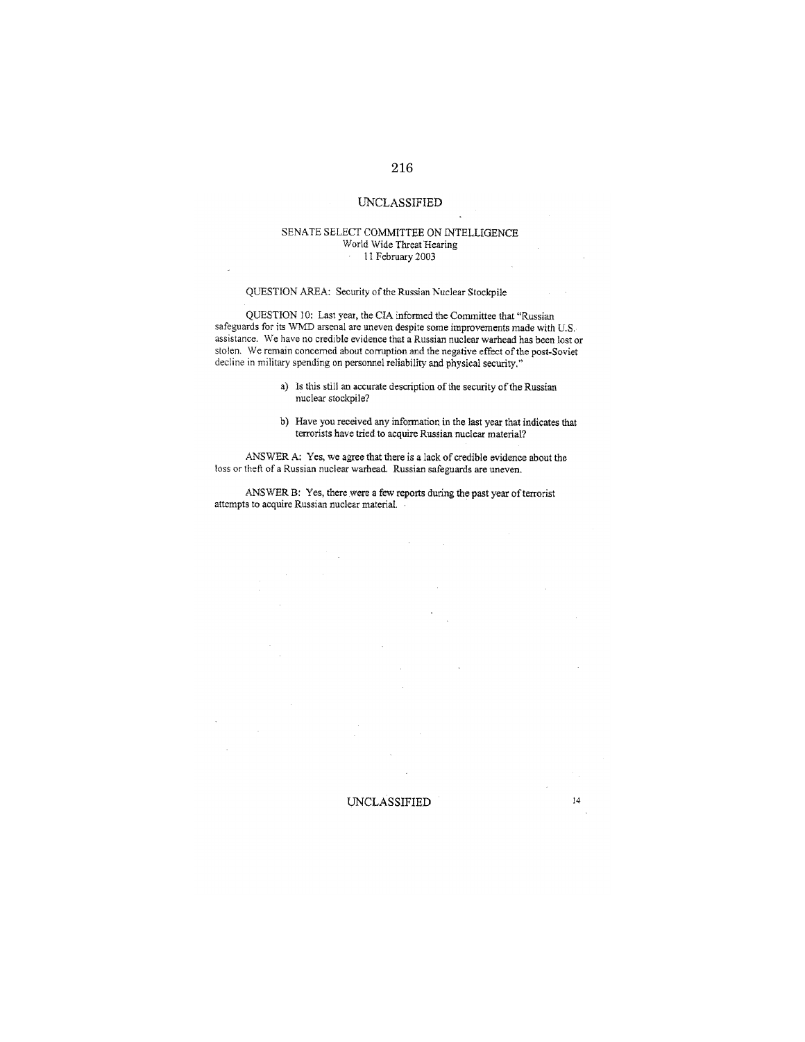UNCLASSIFIED

SENATE SELECT COMMITTEE ON INTELLIGENCE
World Wide Threat Hearing
11 February 2003

QUESTION AREA: Security of the Russian Nuclear Stockpile

QUESTION 10: Last year, the CIA informed the Committee that "Russian safeguards for its WMD arsenal are uneven despite some improvements made with U.S. assistance. We have no credible evidence that a Russian nuclear warhead has been lost or stolen. We remain concerned about corruption and the negative effect of the post-Soviet decline in military spending on personnel reliability and physical security."

a) Is this still an accurate description of the security of the Russian nuclear stockpile?

b) Have you received any information in the last year that indicates that terrorists have tried to acquire Russian nuclear material?

ANSWER A: Yes, we agree that there is a lack of credible evidence about the loss or theft of a Russian nuclear warhead. Russian safeguards are uneven.

ANSWER B: Yes, there were a few reports during the past year of terrorist attempts to acquire Russian nuclear material.

UNCLASSIFIED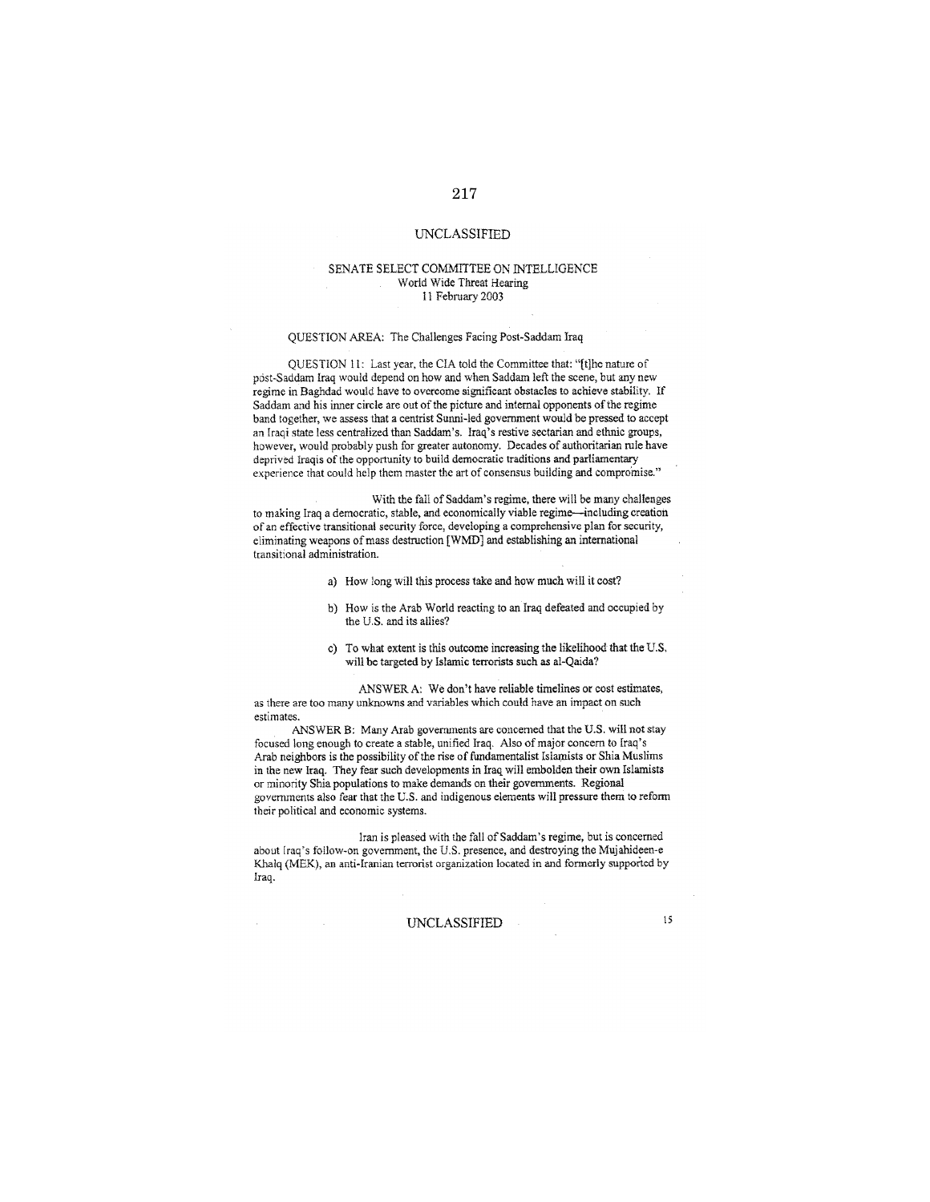UNCLASSIFIED

SENATE SELECT COMMITTEE ON INTELLIGENCE
World Wide Threat Hearing
11 February 2003

QUESTION AREA: The Challenges Facing Post-Saddam Iraq

QUESTION 11: Last year, the CIA told the Committee that: "[t]he nature of post-Saddam Iraq would depend on how and when Saddam left the scene, but any new regime in Baghdad would have to overcome significant obstacles to achieve stability. If Saddam and his inner circle are out of the picture and internal opponents of the regime band together, we assess that a centrist Sunni-led government would be pressed to accept an Iraqi state less centralized than Saddam's. Iraq's restive sectarian and ethnic groups, however, would probably push for greater autonomy. Decades of authoritarian rule have deprived Iraqis of the opportunity to build democratic traditions and parliamentary experience that could help them master the art of consensus building and compromise."

With the fall of Saddam's regime, there will be many challenges to making Iraq a democratic, stable, and economically viable regime—including creation of an effective transitional security force, developing a comprehensive plan for security, eliminating weapons of mass destruction [WMD] and establishing an international transitional administration.

a) How long will this process take and how much will it cost?

b) How is the Arab World reacting to an Iraq defeated and occupied by the U.S. and its allies?

c) To what extent is this outcome increasing the likelihood that the U.S. will be targeted by Islamic terrorists such as al-Qaida?

ANSWER A: We don't have reliable timelines or cost estimates, as there are too many unknowns and variables which could have an impact on such estimates.

ANSWER B: Many Arab governments are concerned that the U.S. will not stay focused long enough to create a stable, unified Iraq. Also of major concern to Iraq's Arab neighbors is the possibility of the rise of fundamentalist Islamists or Shia Muslims in the new Iraq. They fear such developments in Iraq will embolden their own Islamists or minority Shia populations to make demands on their governments. Regional governments also fear that the U.S. and indigenous elements will pressure them to reform their political and economic systems.

Iran is pleased with the fall of Saddam's regime, but is concerned about Iraq's follow-on government, the U.S. presence, and destroying the Mujahideen-e Khalq (MEK), an anti-Iranian terrorist organization located in and formerly supported by Iraq.

UNCLASSIFIED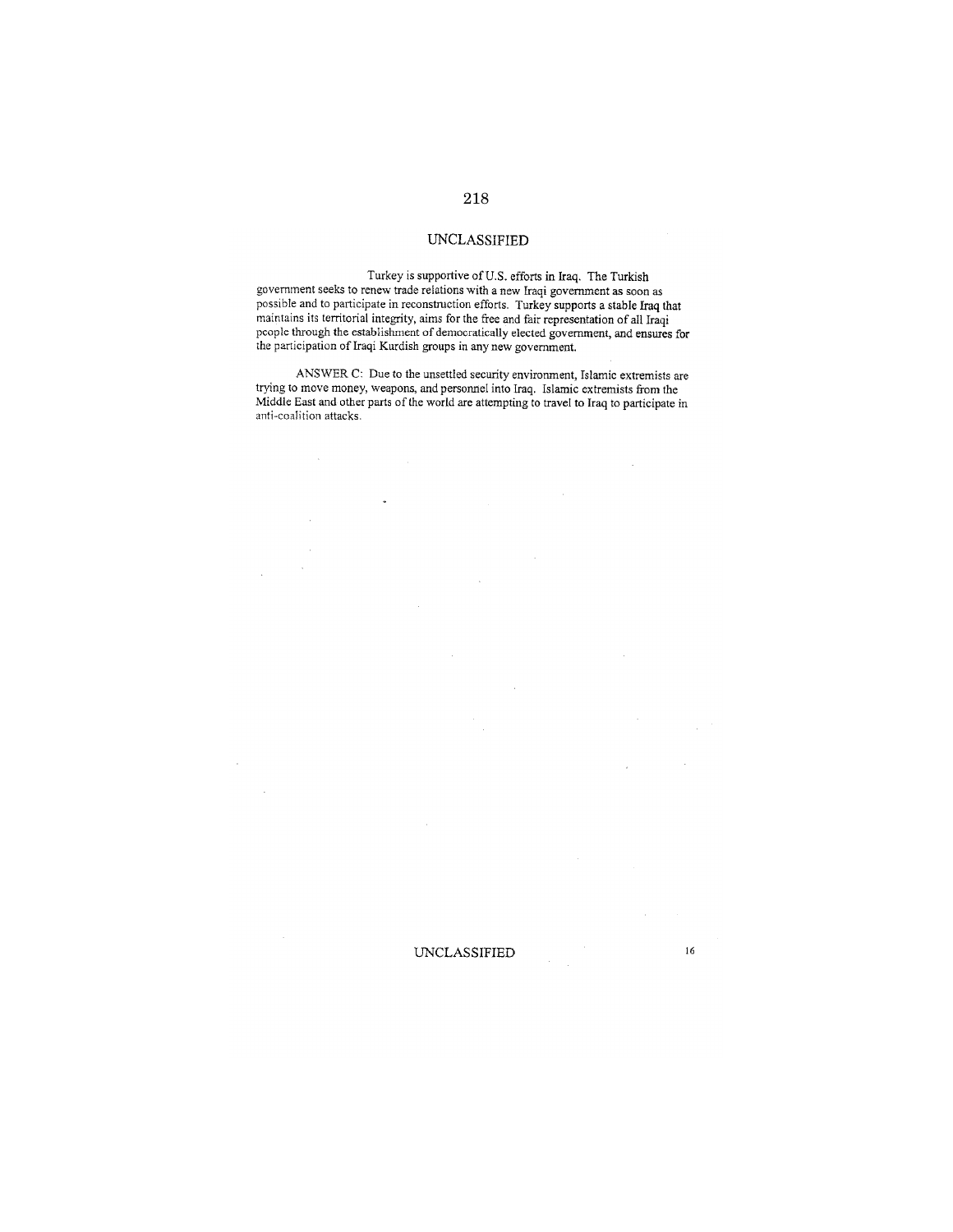UNCLASSIFIED

Turkey is supportive of U.S. efforts in Iraq. The Turkish government seeks to renew trade relations with a new Iraqi government as soon as possible and to participate in reconstruction efforts. Turkey supports a stable Iraq that maintains its territorial integrity, aims for the free and fair representation of all Iraqi people through the establishment of democratically elected government, and ensures for the participation of Iraqi Kurdish groups in any new government.

ANSWER C: Due to the unsettled security environment, Islamic extremists are trying to move money, weapons, and personnel into Iraq. Islamic extremists from the Middle East and other parts of the world are attempting to travel to Iraq to participate in anti-coalition attacks.

UNCLASSIFIED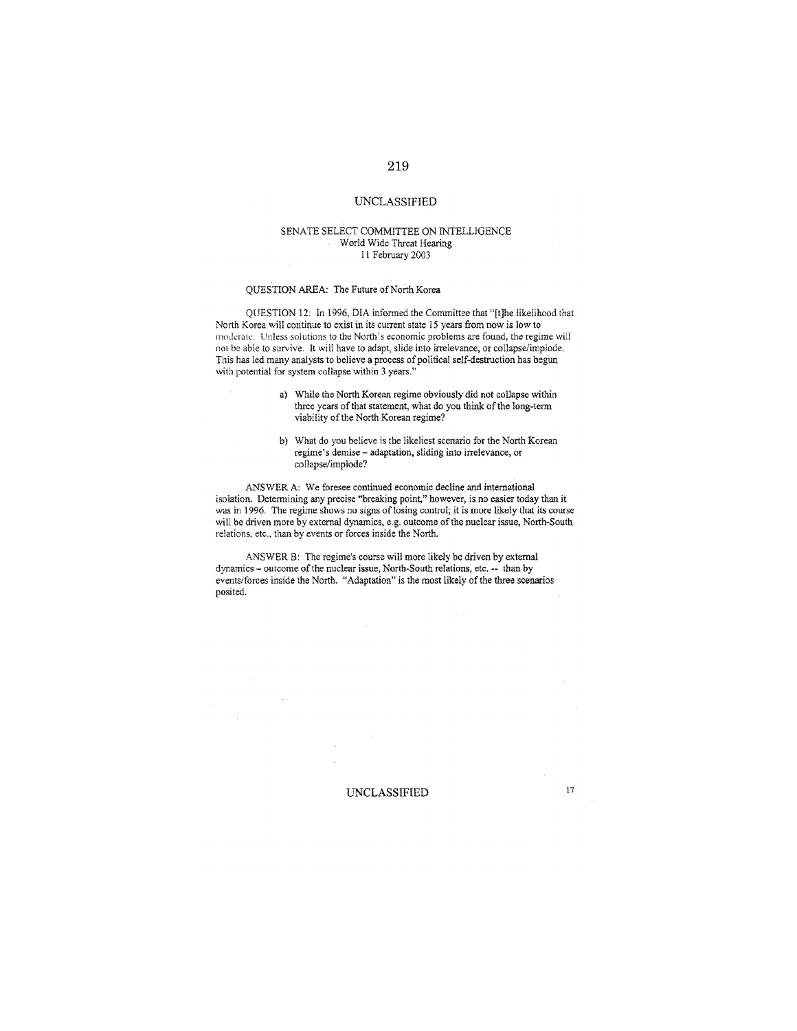UNCLASSIFIED

SENATE SELECT COMMITTEE ON INTELLIGENCE
World Wide Threat Hearing
11 February 2003

QUESTION AREA: The Future of North Korea

QUESTION 12: In 1996, DIA informed the Committee that "[t]he likelihood that North Korea will continue to exist in its current state 15 years from now is low to moderate. Unless solutions to the North's economic problems are found, the regime will not be able to survive. It will have to adapt, slide into irrelevance, or collapse/implode. This has led many analysts to believe a process of political self-destruction has begun with potential for system collapse within 3 years."

a) While the North Korean regime obviously did not collapse within three years of that statement, what do you think of the long-term viability of the North Korean regime?

b) What do you believe is the likeliest scenario for the North Korean regime's demise – adaptation, sliding into irrelevance, or collapse/implode?

ANSWER A: We foresee continued economic decline and international isolation. Determining any precise "breaking point," however, is no easier today than it was in 1996. The regime shows no signs of losing control; it is more likely that its course will be driven more by external dynamics, e.g. outcome of the nuclear issue, North-South relations, etc., than by events or forces inside the North.

ANSWER B: The regime's course will more likely be driven by external dynamics – outcome of the nuclear issue, North-South relations, etc. -- than by events/forces inside the North. "Adaptation" is the most likely of the three scenarios posited.

UNCLASSIFIED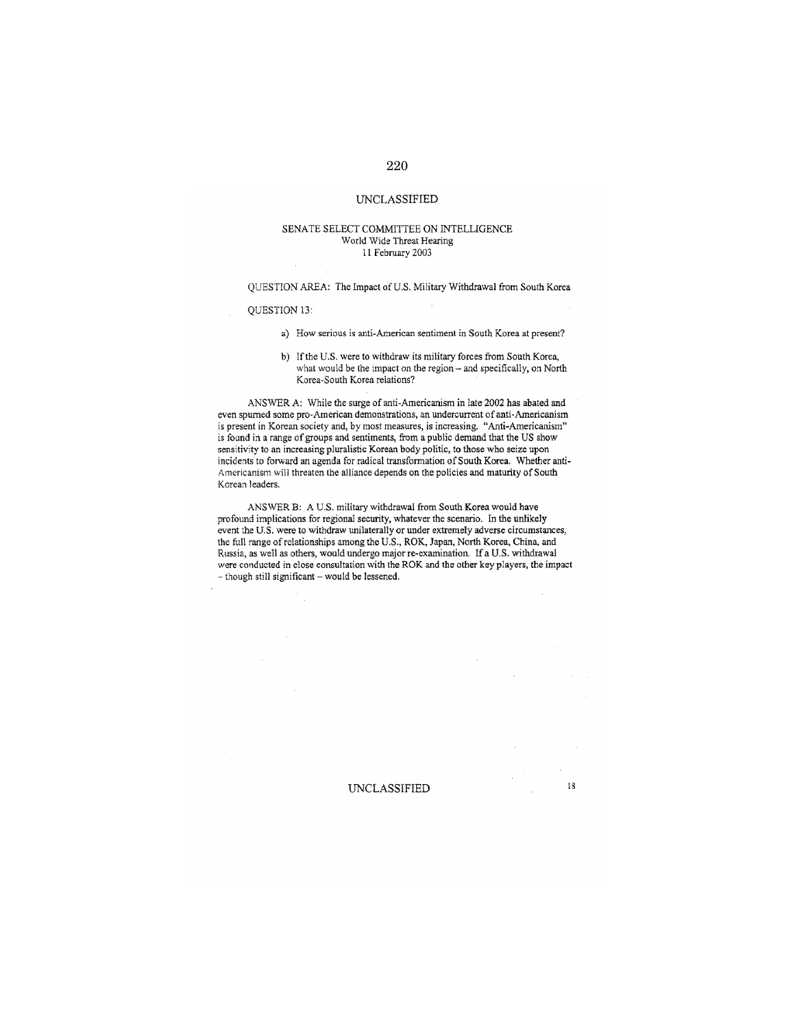UNCLASSIFIED

SENATE SELECT COMMITTEE ON INTELLIGENCE
World Wide Threat Hearing
11 February 2003

QUESTION AREA: The Impact of U.S. Military Withdrawal from South Korea

QUESTION 13:

a) How serious is anti-American sentiment in South Korea at present?

b) If the U.S. were to withdraw its military forces from South Korea, what would be the impact on the region – and specifically, on North Korea-South Korea relations?

ANSWER A: While the surge of anti-Americanism in late 2002 has abated and even spurned some pro-American demonstrations, an undercurrent of anti-Americanism is present in Korean society and, by most measures, is increasing. "Anti-Americanism" is found in a range of groups and sentiments, from a public demand that the US show sensitivity to an increasing pluralistic Korean body politic, to those who seize upon incidents to forward an agenda for radical transformation of South Korea. Whether anti-Americanism will threaten the alliance depends on the policies and maturity of South Korean leaders.

ANSWER B: A U.S. military withdrawal from South Korea would have profound implications for regional security, whatever the scenario. In the unlikely event the U.S. were to withdraw unilaterally or under extremely adverse circumstances, the full range of relationships among the U.S., ROK, Japan, North Korea, China, and Russia, as well as others, would undergo major re-examination. If a U.S. withdrawal were conducted in close consultation with the ROK and the other key players, the impact – though still significant – would be lessened.

UNCLASSIFIED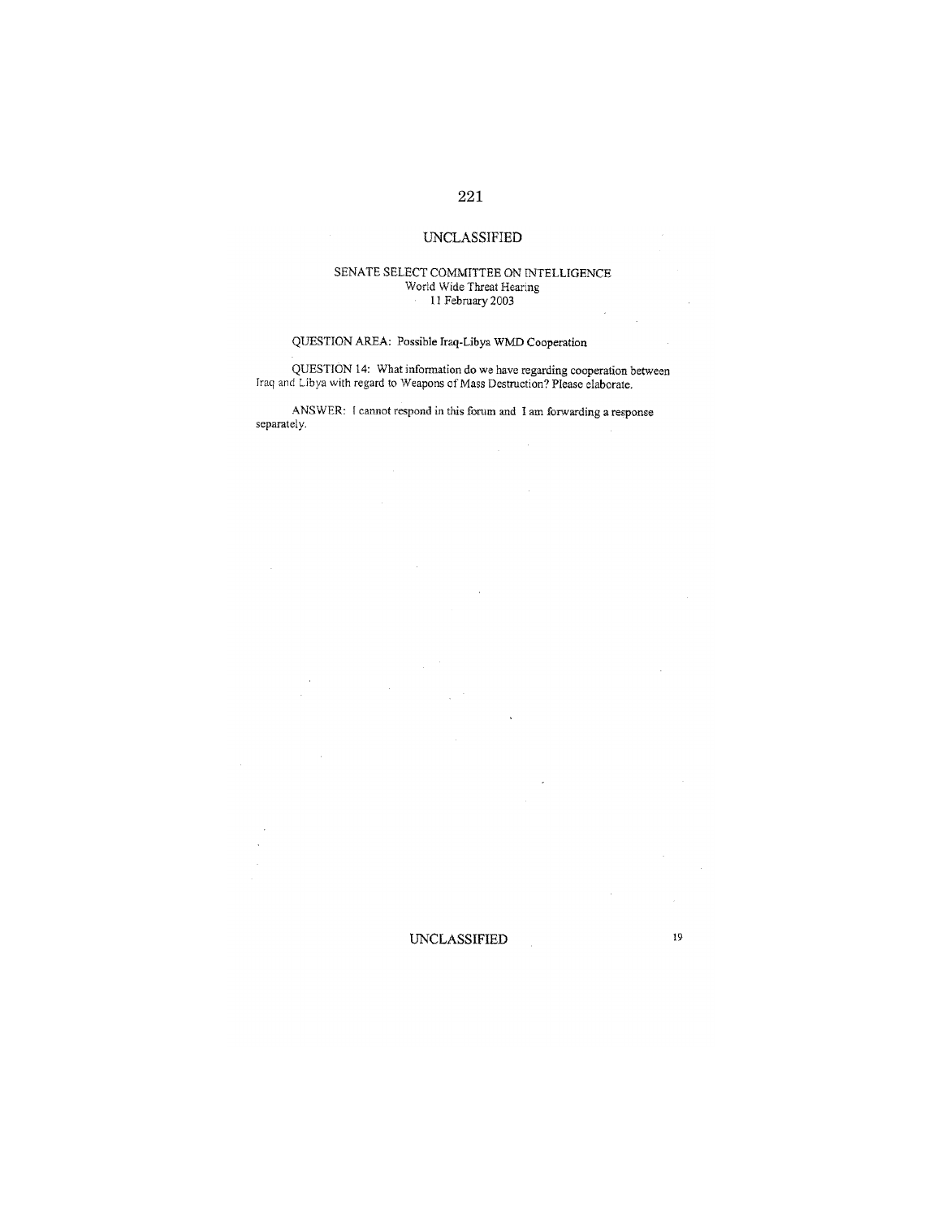UNCLASSIFIED

SENATE SELECT COMMITTEE ON INTELLIGENCE
World Wide Threat Hearing
11 February 2003

QUESTION AREA: Possible Iraq-Libya WMD Cooperation

QUESTION 14: What information do we have regarding cooperation between Iraq and Libya with regard to Weapons of Mass Destruction? Please elaborate.

ANSWER: I cannot respond in this forum and I am forwarding a response separately.

UNCLASSIFIED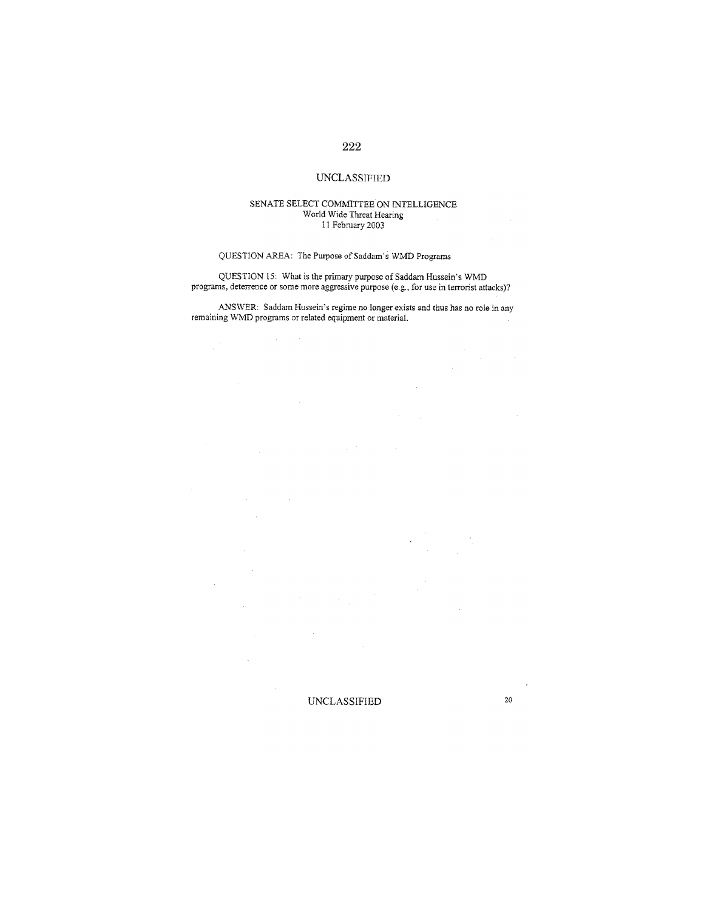UNCLASSIFIED

SENATE SELECT COMMITTEE ON INTELLIGENCE
World Wide Threat Hearing
11 February 2003

QUESTION AREA: The Purpose of Saddam's WMD Programs

QUESTION 15: What is the primary purpose of Saddam Hussein's WMD programs, deterrence or some more aggressive purpose (e.g., for use in terrorist attacks)?

ANSWER: Saddam Hussein's regime no longer exists and thus has no role in any remaining WMD programs or related equipment or material.

UNCLASSIFIED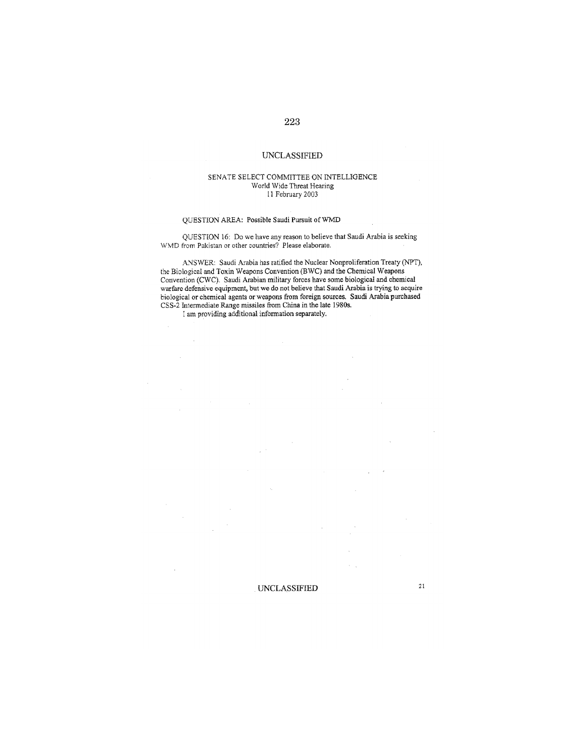UNCLASSIFIED

SENATE SELECT COMMITTEE ON INTELLIGENCE
World Wide Threat Hearing
11 February 2003

QUESTION AREA: Possible Saudi Pursuit of WMD

QUESTION 16: Do we have any reason to believe that Saudi Arabia is seeking WMD from Pakistan or other countries? Please elaborate.

ANSWER: Saudi Arabia has ratified the Nuclear Nonproliferation Treaty (NPT), the Biological and Toxin Weapons Convention (BWC) and the Chemical Weapons Convention (CWC). Saudi Arabian military forces have some biological and chemical warfare defensive equipment, but we do not believe that Saudi Arabia is trying to acquire biological or chemical agents or weapons from foreign sources. Saudi Arabia purchased CSS-2 Intermediate Range missiles from China in the late 1980s.

I am providing additional information separately.

UNCLASSIFIED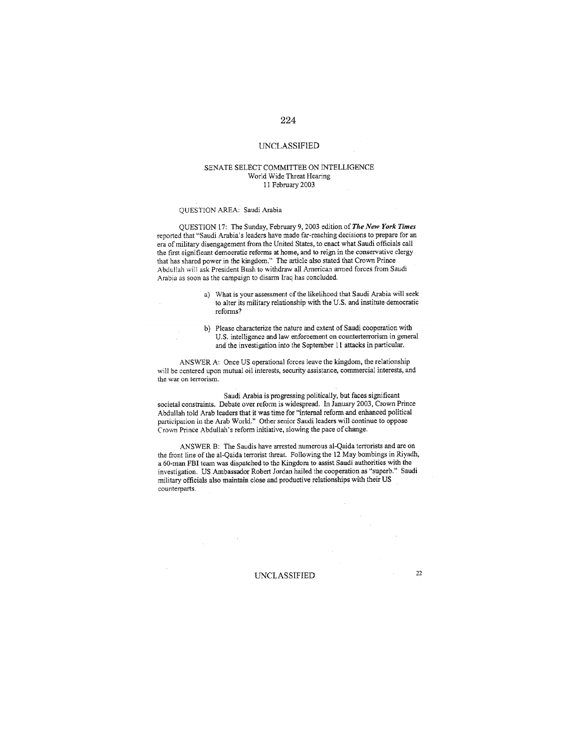UNCLASSIFIED

SENATE SELECT COMMITTEE ON INTELLIGENCE
World Wide Threat Hearing
11 February 2003

QUESTION AREA: Saudi Arabia

QUESTION 17: The Sunday, February 9, 2003 edition of ***The New York Times*** reported that "Saudi Arabia's leaders have made far-reaching decisions to prepare for an era of military disengagement from the United States, to enact what Saudi officials call the first significant democratic reforms at home, and to reign in the conservative clergy that has shared power in the kingdom." The article also stated that Crown Prince Abdullah will ask President Bush to withdraw all American armed forces from Saudi Arabia as soon as the campaign to disarm Iraq has concluded.

a) What is your assessment of the likelihood that Saudi Arabia will seek to alter its military relationship with the U.S. and institute democratic reforms?

b) Please characterize the nature and extent of Saudi cooperation with U.S. intelligence and law enforcement on counterterrorism in general and the investigation into the September 11 attacks in particular.

ANSWER A: Once US operational forces leave the kingdom, the relationship will be centered upon mutual oil interests, security assistance, commercial interests, and the war on terrorism.

Saudi Arabia is progressing politically, but faces significant societal constraints. Debate over reform is widespread. In January 2003, Crown Prince Abdullah told Arab leaders that it was time for "internal reform and enhanced political participation in the Arab World." Other senior Saudi leaders will continue to oppose Crown Prince Abdullah's reform initiative, slowing the pace of change.

ANSWER B: The Saudis have arrested numerous al-Qaida terrorists and are on the front line of the al-Qaida terrorist threat. Following the 12 May bombings in Riyadh, a 60-man FBI team was dispatched to the Kingdom to assist Saudi authorities with the investigation. US Ambassador Robert Jordan hailed the cooperation as "superb." Saudi military officials also maintain close and productive relationships with their US counterparts.

UNCLASSIFIED